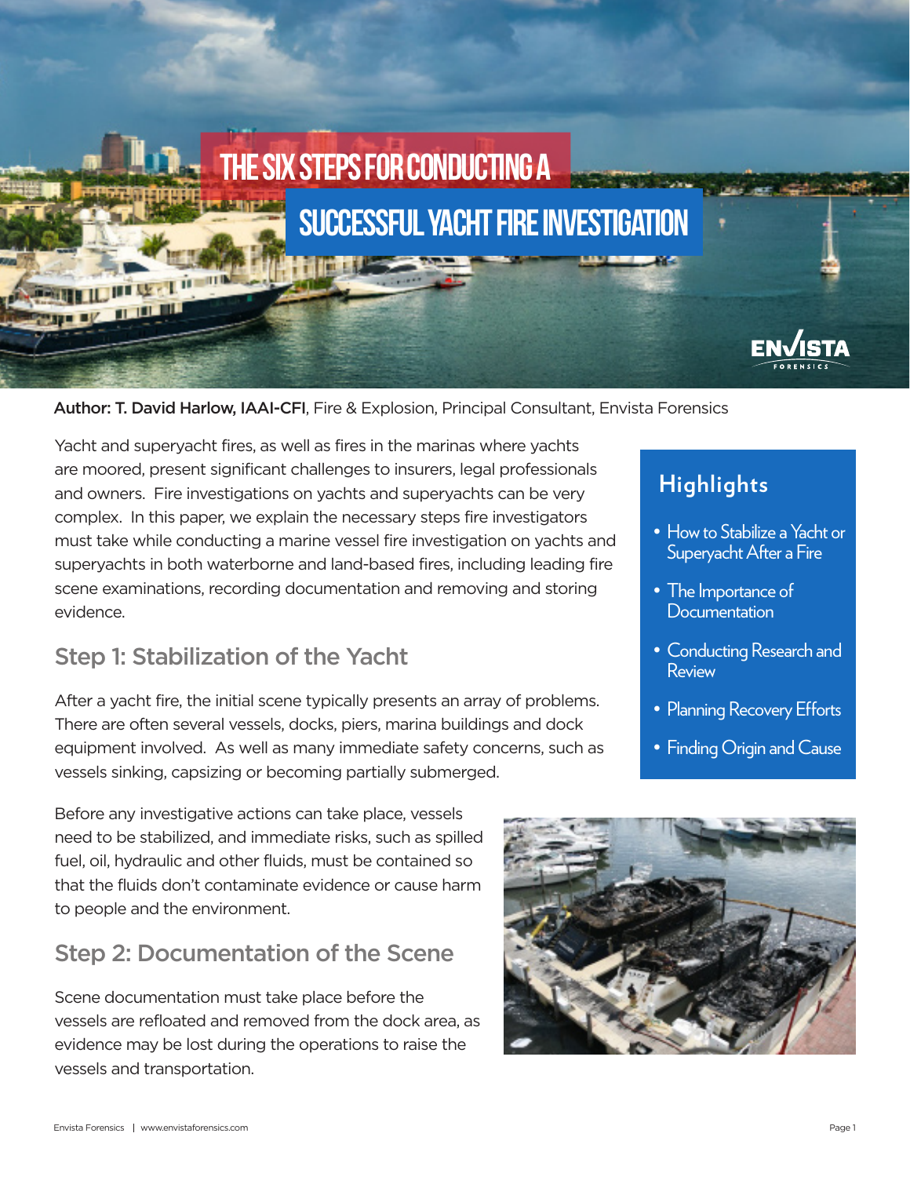# THE SIX STEPS FOR CONDUCTING A SUCCESSFUL YACHT FIRE INVESTIGATION

**Author: T. David Harlow, IAAI-CFI**, Fire & Explosion, Principal Consultant, Envista Forensics

Yacht and superyacht fires, as well as fires in the marinas where yachts are moored, present significant challenges to insurers, legal professionals and owners. Fire investigations on yachts and superyachts can be very complex. In this paper, we explain the necessary steps fire investigators must take while conducting a marine vessel fire investigation on yachts and superyachts in both waterborne and land-based fires, including leading fire scene examinations, recording documentation and removing and storing evidence.

## Highlights

- How to Stabilize a Yacht or Superyacht After a Fire
- The Importance of Documentation
- Conducting Research and Review
- Planning Recovery Efforts
- Finding Origin and Cause

## Step 1: Stabilization of the Yacht

After a yacht fire, the initial scene typically presents an array of problems. There are often several vessels, docks, piers, marina buildings and dock equipment involved. As well as many immediate safety concerns, such as vessels sinking, capsizing or becoming partially submerged.

Before any investigative actions can take place, vessels need to be stabilized, and immediate risks, such as spilled fuel, oil, hydraulic and other fluids, must be contained so that the fluids don't contaminate evidence or cause harm to people and the environment.

## Step 2: Documentation of the Scene

Scene documentation must take place before the vessels are refloated and removed from the dock area, as evidence may be lost during the operations to raise the vessels and transportation.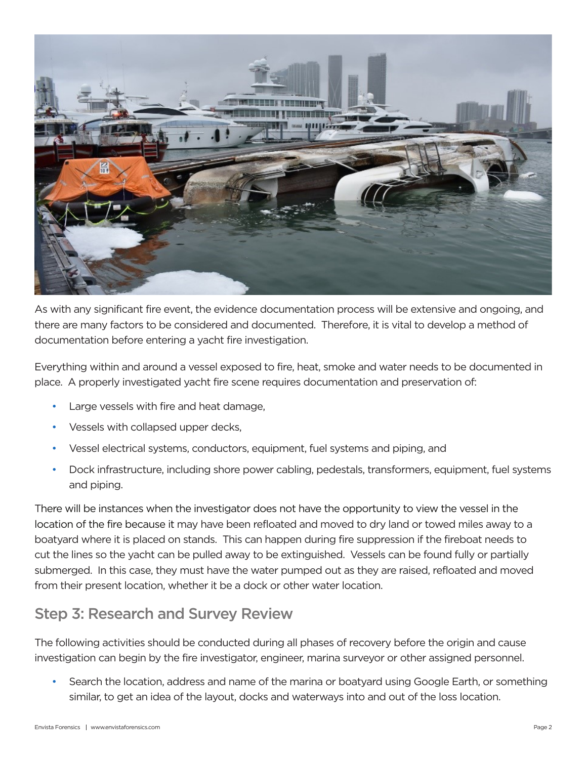As with any significant fire event, the evidence documentation process will be extensive and ongoing, and there are many factors to be considered and documented. Therefore, it is vital to develop a method of documentation before entering a yacht fire investigation.

Everything within and around a vessel exposed to fire, heat, smoke and water needs to be documented in place. A properly investigated yacht fire scene requires documentation and preservation of:

- Large vessels with fire and heat damage,
- Vessels with collapsed upper decks,
- Vessel electrical systems, conductors, equipment, fuel systems and piping, and
- Dock infrastructure, including shore power cabling, pedestals, transformers, equipment, fuel systems and piping.

There will be instances when the investigator does not have the opportunity to view the vessel in the location of the fire because it may have been refloated and moved to dry land or towed miles away to a boatyard where it is placed on stands. This can happen during fire suppression if the fireboat needs to cut the lines so the yacht can be pulled away to be extinguished. Vessels can be found fully or partially submerged. In this case, they must have the water pumped out as they are raised, refloated and moved from their present location, whether it be a dock or other water location.

## Step 3: Research and Survey Review

The following activities should be conducted during all phases of recovery before the origin and cause investigation can begin by the fire investigator, engineer, marina surveyor or other assigned personnel.

- Search the location, address and name of the marina or boatyard using Google Earth, or something similar, to get an idea of the layout, docks and waterways into and out of the loss location.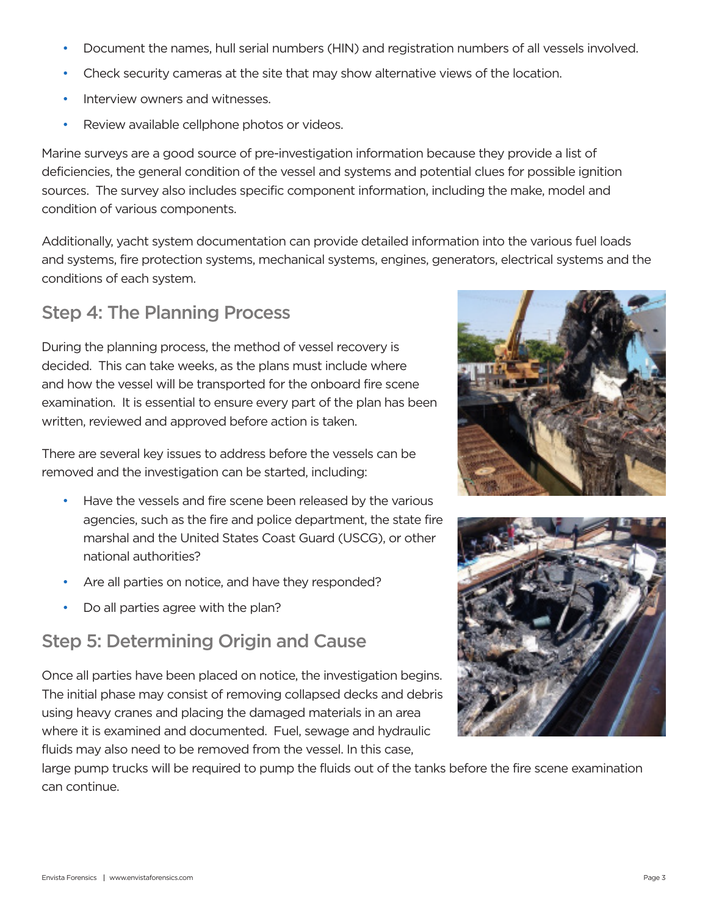- Document the names, hull serial numbers (HIN) and registration numbers of all vessels involved.
- Check security cameras at the site that may show alternative views of the location.
- Interview owners and witnesses.
- Review available cellphone photos or videos.

Marine surveys are a good source of pre-investigation information because they provide a list of deficiencies, the general condition of the vessel and systems and potential clues for possible ignition sources. The survey also includes specific component information, including the make, model and condition of various components.

Additionally, yacht system documentation can provide detailed information into the various fuel loads and systems, fire protection systems, mechanical systems, engines, generators, electrical systems and the conditions of each system.

## Step 4: The Planning Process

During the planning process, the method of vessel recovery is decided. This can take weeks, as the plans must include where and how the vessel will be transported for the onboard fire scene examination. It is essential to ensure every part of the plan has been written, reviewed and approved before action is taken.

There are several key issues to address before the vessels can be removed and the investigation can be started, including:

- Have the vessels and fire scene been released by the various agencies, such as the fire and police department, the state fire marshal and the United States Coast Guard (USCG), or other national authorities?
- Are all parties on notice, and have they responded?
- Do all parties agree with the plan?

## Step 5: Determining Origin and Cause

Once all parties have been placed on notice, the investigation begins. The initial phase may consist of removing collapsed decks and debris using heavy cranes and placing the damaged materials in an area where it is examined and documented. Fuel, sewage and hydraulic fluids may also need to be removed from the vessel. In this case, large pump trucks will be required to pump the fluids out of the tanks before the fire scene examination can continue.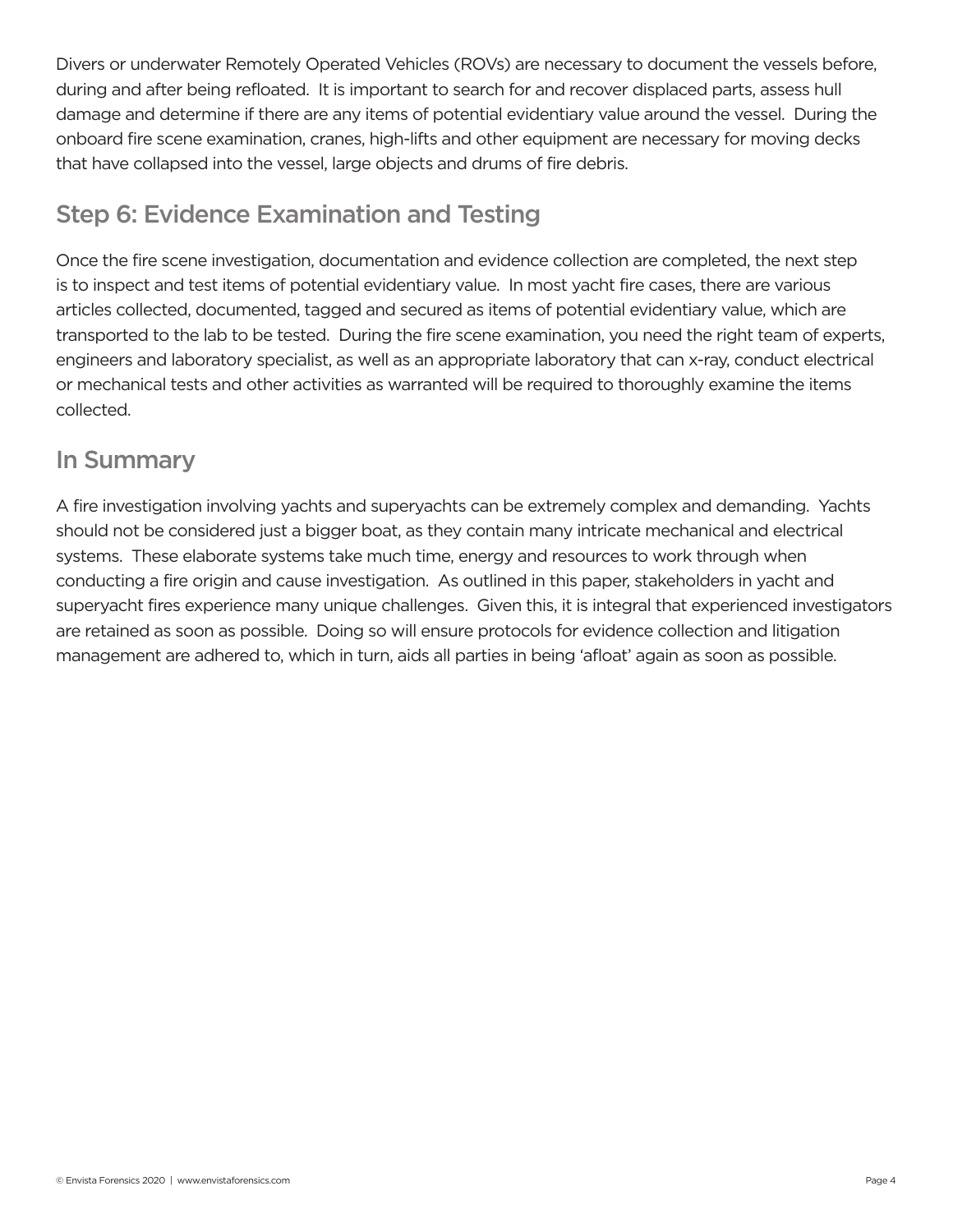Divers or underwater Remotely Operated Vehicles (ROVs) are necessary to document the vessels before, during and after being refloated. It is important to search for and recover displaced parts, assess hull damage and determine if there are any items of potential evidentiary value around the vessel. During the onboard fire scene examination, cranes, high-lifts and other equipment are necessary for moving decks that have collapsed into the vessel, large objects and drums of fire debris.

## Step 6: Evidence Examination and Testing

Once the fire scene investigation, documentation and evidence collection are completed, the next step is to inspect and test items of potential evidentiary value. In most yacht fire cases, there are various articles collected, documented, tagged and secured as items of potential evidentiary value, which are transported to the lab to be tested. During the fire scene examination, you need the right team of experts, engineers and laboratory specialist, as well as an appropriate laboratory that can x-ray, conduct electrical or mechanical tests and other activities as warranted will be required to thoroughly examine the items collected.

## In Summary

A fire investigation involving yachts and superyachts can be extremely complex and demanding. Yachts should not be considered just a bigger boat, as they contain many intricate mechanical and electrical systems. These elaborate systems take much time, energy and resources to work through when conducting a fire origin and cause investigation. As outlined in this paper, stakeholders in yacht and superyacht fires experience many unique challenges. Given this, it is integral that experienced investigators are retained as soon as possible. Doing so will ensure protocols for evidence collection and litigation management are adhered to, which in turn, aids all parties in being 'afloat' again as soon as possible.